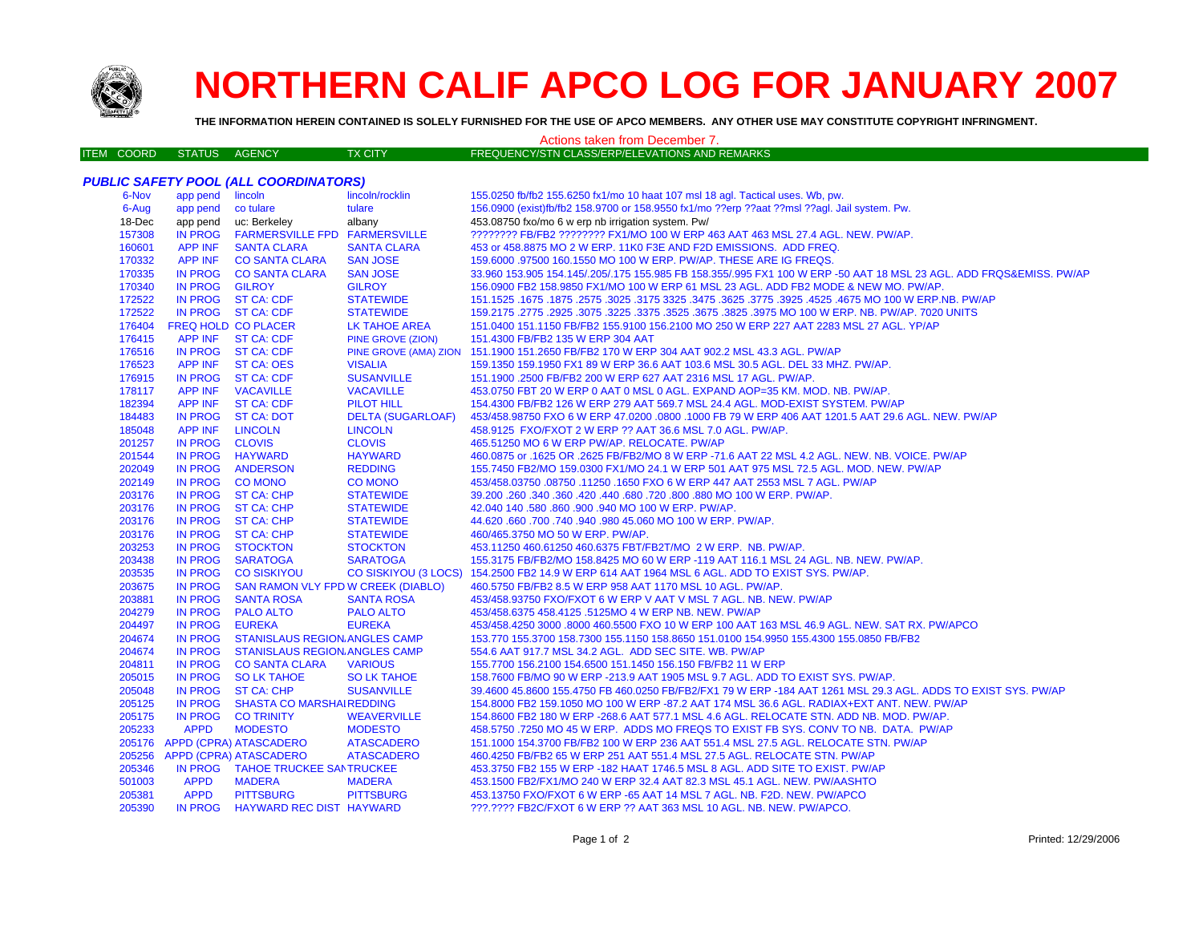# NORTHERN CALIF APCO LOG FOR JANUARY 2007

**THE INFORMATION HEREIN CONTAINED IS SOLELY FURNISHED FOR THE USE OF APCO MEMBERS. ANY OTHER USE MAY CONSTITUTE COPYRIGHT INFRINGMENT.**

Actions taken from December 7.

### *PUBLIC SAFETY POOL (ALL COORDINATORS)*

| ITEM COORD | STATUS | AGENCY | TX CITY | FREQUENCY/STN CLASS/ERP/ELEVATIONS AND REMARKS |
|---|---|---|---|---|
| 6-Nov | app pend | lincoln | lincoln/rocklin | 155.0250 fb/fb2 155.6250 fx1/mo 10 haat 107 msl 18 agl. Tactical uses. Wb, pw. |
| 6-Aug | app pend | co tulare | tulare | 156.0900 (exist)fb/fb2 158.9700 or 158.9550 fx1/mo ??erp ??aat ??msl ??agl. Jail system. Pw. |
| 18-Dec | app pend | uc: Berkeley | albany | 453.08750 fxo/mo 6 w erp nb irrigation system. Pw/ |
| 157308 | IN PROG | FARMERSVILLE FPD | FARMERSVILLE | ???????? FB/FB2 ???????? FX1/MO 100 W ERP 463 AAT 463 MSL 27.4 AGL. NEW. PW/AP. |
| 160601 | APP INF | SANTA CLARA | SANTA CLARA | 453 or 458.8875 MO 2 W ERP. 11K0 F3E AND F2D EMISSIONS. ADD FREQ. |
| 170332 | APP INF | CO SANTA CLARA | SAN JOSE | 159.6000 .97500 160.1550 MO 100 W ERP. PW/AP. THESE ARE IG FREQS. |
| 170335 | IN PROG | CO SANTA CLARA | SAN JOSE | 33.960 153.905 154.145/.205/.175 155.985 FB 158.355/.995 FX1 100 W ERP -50 AAT 18 MSL 23 AGL. ADD FRQS&EMISS. PW/AP |
| 170340 | IN PROG | GILROY | GILROY | 156.0900 FB2 158.9850 FX1/MO 100 W ERP 61 MSL 23 AGL. ADD FB2 MODE & NEW MO. PW/AP. |
| 172522 | IN PROG | ST CA: CDF | STATEWIDE | 151.1525 .1675 .1875 .2575 .3025 .3175 3325 .3475 .3625 .3775 .3925 .4525 .4675 MO 100 W ERP.NB. PW/AP |
| 172522 | IN PROG | ST CA: CDF | STATEWIDE | 159.2175 .2775 .2925 .3075 .3225 .3375 .3525 .3675 .3825 .3975 MO 100 W ERP. NB. PW/AP. 7020 UNITS |
| 176404 | FREQ HOLD | CO PLACER | LK TAHOE AREA | 151.0400 151.1150 FB/FB2 155.9100 156.2100 MO 250 W ERP 227 AAT 2283 MSL 27 AGL. YP/AP |
| 176415 | APP INF | ST CA: CDF | PINE GROVE (ZION) | 151.4300 FB/FB2 135 W ERP 304 AAT |
| 176516 | IN PROG | ST CA: CDF | PINE GROVE (AMA) ZION | 151.1900 151.2650 FB/FB2 170 W ERP 304 AAT 902.2 MSL 43.3 AGL. PW/AP |
| 176523 | APP INF | ST CA: OES | VISALIA | 159.1350 159.1950 FX1 89 W ERP 36.6 AAT 103.6 MSL 30.5 AGL. DEL 33 MHZ. PW/AP. |
| 176915 | IN PROG | ST CA: CDF | SUSANVILLE | 151.1900 .2500 FB/FB2 200 W ERP 627 AAT 2316 MSL 17 AGL. PW/AP. |
| 178117 | APP INF | VACAVILLE | VACAVILLE | 453.0750 FBT 20 W ERP 0 AAT 0 MSL 0 AGL. EXPAND AOP=35 KM. MOD. NB. PW/AP. |
| 182394 | APP INF | ST CA: CDF | PILOT HILL | 154.4300 FB/FB2 126 W ERP 279 AAT 569.7 MSL 24.4 AGL. MOD-EXIST SYSTEM. PW/AP |
| 184483 | IN PROG | ST CA: DOT | DELTA (SUGARLOAF) | 453/458.98750 FXO 6 W ERP 47.0200 .0800 .1000 FB 79 W ERP 406 AAT 1201.5 AAT 29.6 AGL. NEW. PW/AP |
| 185048 | APP INF | LINCOLN | LINCOLN | 458.9125 FXO/FXOT 2 W ERP ?? AAT 36.6 MSL 7.0 AGL. PW/AP. |
| 201257 | IN PROG | CLOVIS | CLOVIS | 465.51250 MO 6 W ERP PW/AP. RELOCATE. PW/AP |
| 201544 | IN PROG | HAYWARD | HAYWARD | 460.0875 or .1625 OR .2625 FB/FB2/MO 8 W ERP -71.6 AAT 22 MSL 4.2 AGL. NEW. NB. VOICE. PW/AP |
| 202049 | IN PROG | ANDERSON | REDDING | 155.7450 FB2/MO 159.0300 FX1/MO 24.1 W ERP 501 AAT 975 MSL 72.5 AGL. MOD. NEW. PW/AP |
| 202149 | IN PROG | CO MONO | CO MONO | 453/458.03750 .08750 .11250 .1650 FXO 6 W ERP 447 AAT 2553 MSL 7 AGL. PW/AP |
| 203176 | IN PROG | ST CA: CHP | STATEWIDE | 39.200 .260 .340 .360 .420 .440 .680 .720 .800 .880 MO 100 W ERP. PW/AP. |
| 203176 | IN PROG | ST CA: CHP | STATEWIDE | 42.040 140 .580 .860 .900 .940 MO 100 W ERP. PW/AP. |
| 203176 | IN PROG | ST CA: CHP | STATEWIDE | 44.620 .660 .700 .740 .940 .980 45.060 MO 100 W ERP. PW/AP. |
| 203176 | IN PROG | ST CA: CHP | STATEWIDE | 460/465.3750 MO 50 W ERP. PW/AP. |
| 203253 | IN PROG | STOCKTON | STOCKTON | 453.11250 460.61250 460.6375 FBT/FB2T/MO 2 W ERP. NB. PW/AP. |
| 203438 | IN PROG | SARATOGA | SARATOGA | 155.3175 FB/FB2/MO 158.8425 MO 60 W ERP -119 AAT 116.1 MSL 24 AGL. NB. NEW. PW/AP. |
| 203535 | IN PROG | CO SISKIYOU | CO SISKIYOU (3 LOCS) | 154.2500 FB2 14.9 W ERP 614 AAT 1964 MSL 6 AGL. ADD TO EXIST SYS. PW/AP. |
| 203675 | IN PROG | SAN RAMON VLY FPD | W CREEK (DIABLO) | 460.5750 FB/FB2 8.5 W ERP 958 AAT 1170 MSL 10 AGL. PW/AP. |
| 203881 | IN PROG | SANTA ROSA | SANTA ROSA | 453/458.93750 FXO/FXOT 6 W ERP V AAT V MSL 7 AGL. NB. NEW. PW/AP |
| 204279 | IN PROG | PALO ALTO | PALO ALTO | 453/458.6375 458.4125 .5125MO 4 W ERP NB. NEW. PW/AP |
| 204497 | IN PROG | EUREKA | EUREKA | 453/458.4250 3000 .8000 460.5500 FXO 10 W ERP 100 AAT 163 MSL 46.9 AGL. NEW. SAT RX. PW/APCO |
| 204674 | IN PROG | STANISLAUS REGION. | ANGLES CAMP | 153.770 155.3700 158.7300 155.1150 158.8650 151.0100 154.9950 155.4300 155.0850 FB/FB2 |
| 204674 | IN PROG | STANISLAUS REGION. | ANGLES CAMP | 554.6 AAT 917.7 MSL 34.2 AGL. ADD SEC SITE. WB. PW/AP |
| 204811 | IN PROG | CO SANTA CLARA | VARIOUS | 155.7700 156.2100 154.6500 151.1450 156.150 FB/FB2 11 W ERP |
| 205015 | IN PROG | SO LK TAHOE | SO LK TAHOE | 158.7600 FB/MO 90 W ERP -213.9 AAT 1905 MSL 9.7 AGL. ADD TO EXIST SYS. PW/AP. |
| 205048 | IN PROG | ST CA: CHP | SUSANVILLE | 39.4600 45.8600 155.4750 FB 460.0250 FB/FB2/FX1 79 W ERP -184 AAT 1261 MSL 29.3 AGL. ADDS TO EXIST SYS. PW/AP |
| 205125 | IN PROG | SHASTA CO MARSHAL | REDDING | 154.8000 FB2 159.1050 MO 100 W ERP -87.2 AAT 174 MSL 36.6 AGL. RADIAX+EXT ANT. NEW. PW/AP |
| 205175 | IN PROG | CO TRINITY | WEAVERVILLE | 154.8600 FB2 180 W ERP -268.6 AAT 577.1 MSL 4.6 AGL. RELOCATE STN. ADD NB. MOD. PW/AP. |
| 205233 | APPD | MODESTO | MODESTO | 458.5750 .7250 MO 45 W ERP. ADDS MO FREQS TO EXIST FB SYS. CONV TO NB. DATA. PW/AP |
| 205176 | APPD (CPRA) | ATASCADERO | ATASCADERO | 151.1000 154.3700 FB/FB2 100 W ERP 236 AAT 551.4 MSL 27.5 AGL. RELOCATE STN. PW/AP |
| 205256 | APPD (CPRA) | ATASCADERO | ATASCADERO | 460.4250 FB/FB2 65 W ERP 251 AAT 551.4 MSL 27.5 AGL. RELOCATE STN. PW/AP |
| 205346 | IN PROG | TAHOE TRUCKEE SAN | TRUCKEE | 453.3750 FB2 155 W ERP -182 HAAT 1746.5 MSL 8 AGL. ADD SITE TO EXIST. PW/AP |
| 501003 | APPD | MADERA | MADERA | 453.1500 FB2/FX1/MO 240 W ERP 32.4 AAT 82.3 MSL 45.1 AGL. NEW. PW/AASHTO |
| 205381 | APPD | PITTSBURG | PITTSBURG | 453.13750 FXO/FXOT 6 W ERP -65 AAT 14 MSL 7 AGL. NB. F2D. NEW. PW/APCO |
| 205390 | IN PROG | HAYWARD REC DIST | HAYWARD | ???.???? FB2C/FXOT 6 W ERP ?? AAT 363 MSL 10 AGL. NB. NEW. PW/APCO. |

Printed: 12/29/2006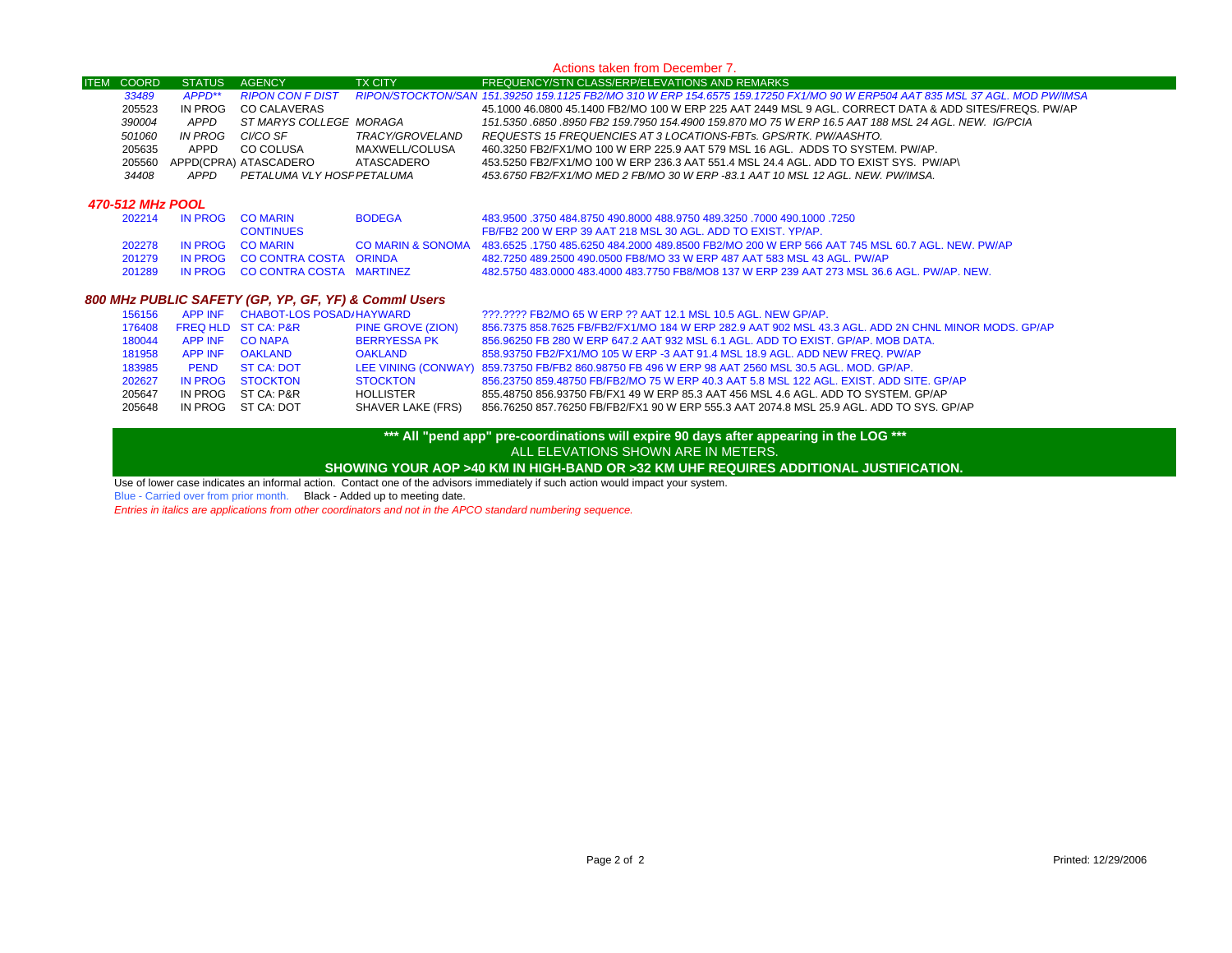Actions taken from December 7.

| ITEM | COORD | STATUS | AGENCY | TX CITY | FREQUENCY/STN CLASS/ERP/ELEVATIONS AND REMARKS |
|---|---|---|---|---|---|
| | *33489* | *APPD\*\** | *RIPON CON F DIST* | *RIPON/STOCKTON/SAN* | *151.39250 159.1125 FB2/MO 310 W ERP 154.6575 159.17250 FX1/MO 90 W ERP504 AAT 835 MSL 37 AGL. MOD PW/IMSA* |
| | 205523 | IN PROG | CO CALAVERAS | | 45.1000 46.0800 45.1400 FB2/MO 100 W ERP 225 AAT 2449 MSL 9 AGL. CORRECT DATA & ADD SITES/FREQS. PW/AP |
| | *390004* | *APPD* | *ST MARYS COLLEGE* | *MORAGA* | *151.5350 .6850 .8950 FB2 159.7950 154.4900 159.870 MO 75 W ERP 16.5 AAT 188 MSL 24 AGL. NEW. IG/PCIA* |
| | *501060* | *IN PROG* | *CI/CO SF* | *TRACY/GROVELAND* | *REQUESTS 15 FREQUENCIES AT 3 LOCATIONS-FBTs. GPS/RTK. PW/AASHTO.* |
| | 205635 | APPD | CO COLUSA | MAXWELL/COLUSA | 460.3250 FB2/FX1/MO 100 W ERP 225.9 AAT 579 MSL 16 AGL. ADDS TO SYSTEM. PW/AP. |
| | 205560 | APPD(CPRA) | ATASCADERO | ATASCADERO | 453.5250 FB2/FX1/MO 100 W ERP 236.3 AAT 551.4 MSL 24.4 AGL. ADD TO EXIST SYS. PW/AP\ |
| | *34408* | *APPD* | *PETALUMA VLY HOSP* | *PETALUMA* | *453.6750 FB2/FX1/MO MED 2 FB/MO 30 W ERP -83.1 AAT 10 MSL 12 AGL. NEW. PW/IMSA.* |

### *470-512 MHz POOL*

| ITEM | COORD | STATUS | AGENCY | TX CITY | FREQUENCY/STN CLASS/ERP/ELEVATIONS AND REMARKS |
|---|---|---|---|---|---|
| | 202214 | IN PROG | CO MARIN | BODEGA | 483.9500 .3750 484.8750 490.8000 488.9750 489.3250 .7000 490.1000 .7250 |
| | | | CONTINUES | | FB/FB2 200 W ERP 39 AAT 218 MSL 30 AGL. ADD TO EXIST. YP/AP. |
| | 202278 | IN PROG | CO MARIN | CO MARIN & SONOMA | 483.6525 .1750 485.6250 484.2000 489.8500 FB2/MO 200 W ERP 566 AAT 745 MSL 60.7 AGL. NEW. PW/AP |
| | 201279 | IN PROG | CO CONTRA COSTA | ORINDA | 482.7250 489.2500 490.0500 FB8/MO 33 W ERP 487 AAT 583 MSL 43 AGL. PW/AP |
| | 201289 | IN PROG | CO CONTRA COSTA | MARTINEZ | 482.5750 483.0000 483.4000 483.7750 FB8/MO8 137 W ERP 239 AAT 273 MSL 36.6 AGL. PW/AP. NEW. |

### *800 MHz PUBLIC SAFETY (GP, YP, GF, YF) & Comml Users*

| ITEM | COORD | STATUS | AGENCY | TX CITY | FREQUENCY/STN CLASS/ERP/ELEVATIONS AND REMARKS |
|---|---|---|---|---|---|
| | 156156 | APP INF | CHABOT-LOS POSAD/ | HAYWARD | ???.???? FB2/MO 65 W ERP ?? AAT 12.1 MSL 10.5 AGL. NEW GP/AP. |
| | 176408 | FREQ HLD | ST CA: P&R | PINE GROVE (ZION) | 856.7375 858.7625 FB/FB2/FX1/MO 184 W ERP 282.9 AAT 902 MSL 43.3 AGL. ADD 2N CHNL MINOR MODS. GP/AP |
| | 180044 | APP INF | CO NAPA | BERRYESSA PK | 856.96250 FB 280 W ERP 647.2 AAT 932 MSL 6.1 AGL. ADD TO EXIST. GP/AP. MOB DATA. |
| | 181958 | APP INF | OAKLAND | OAKLAND | 858.93750 FB2/FX1/MO 105 W ERP -3 AAT 91.4 MSL 18.9 AGL. ADD NEW FREQ. PW/AP |
| | 183985 | PEND | ST CA: DOT | LEE VINING (CONWAY) | 859.73750 FB/FB2 860.98750 FB 496 W ERP 98 AAT 2560 MSL 30.5 AGL. MOD. GP/AP. |
| | 202627 | IN PROG | STOCKTON | STOCKTON | 856.23750 859.48750 FB/FB2/MO 75 W ERP 40.3 AAT 5.8 MSL 122 AGL. EXIST. ADD SITE. GP/AP |
| | 205647 | IN PROG | ST CA: P&R | HOLLISTER | 855.48750 856.93750 FB/FX1 49 W ERP 85.3 AAT 456 MSL 4.6 AGL. ADD TO SYSTEM. GP/AP |
| | 205648 | IN PROG | ST CA: DOT | SHAVER LAKE (FRS) | 856.76250 857.76250 FB/FB2/FX1 90 W ERP 555.3 AAT 2074.8 MSL 25.9 AGL. ADD TO SYS. GP/AP |

**\*\*\* All "pend app" pre-coordinations will expire 90 days after appearing in the LOG \*\*\***

ALL ELEVATIONS SHOWN ARE IN METERS.

**SHOWING YOUR AOP >40 KM IN HIGH-BAND OR >32 KM UHF REQUIRES ADDITIONAL JUSTIFICATION.**

Use of lower case indicates an informal action. Contact one of the advisors immediately if such action would impact your system.

Blue - Carried over from prior month. Black - Added up to meeting date.

*Entries in italics are applications from other coordinators and not in the APCO standard numbering sequence.*

Printed: 12/29/2006